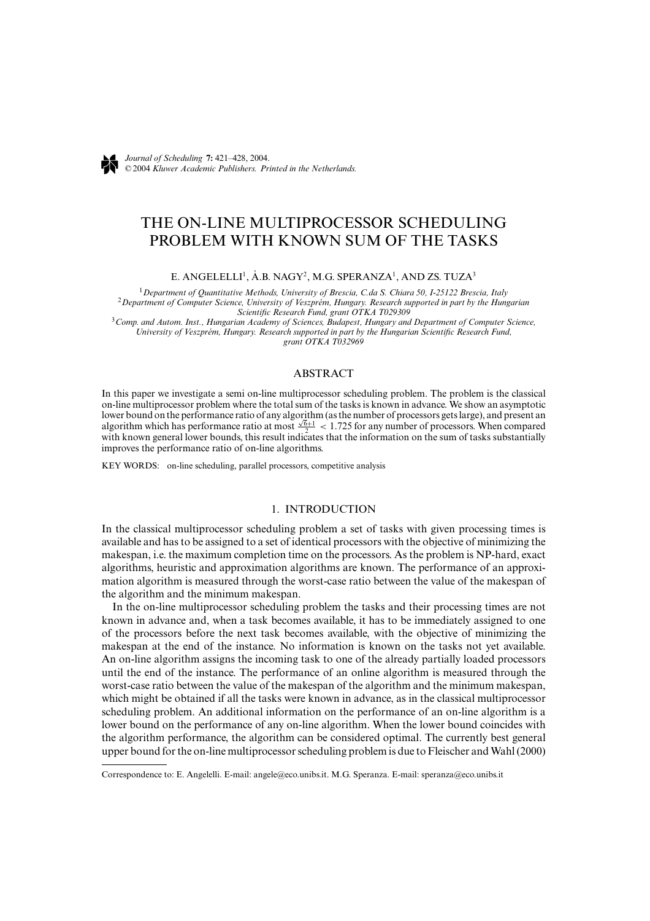# THE ON-LINE MULTIPROCESSOR SCHEDULING PROBLEM WITH KNOWN SUM OF THE TASKS

E. ANGELELLI[1], Á.B. NAGY[2], M.G. SPERANZA[1], AND ZS. TUZA[3]

[1] *Department of Quantitative Methods, University of Brescia, C.da S. Chiara 50, I-25122 Brescia, Italy*
[2] *Department of Computer Science, University of Veszprém, Hungary. Research supported in part by the Hungarian Scientific Research Fund, grant OTKA T029309*
[3] *Comp. and Autom. Inst., Hungarian Academy of Sciences, Budapest, Hungary and Department of Computer Science, University of Veszprém, Hungary. Research supported in part by the Hungarian Scientific Research Fund, grant OTKA T032969*

## ABSTRACT

In this paper we investigate a semi on-line multiprocessor scheduling problem. The problem is the classical on-line multiprocessor problem where the total sum of the tasks is known in advance. We show an asymptotic lower bound on the performance ratio of any algorithm (as the number of processors gets large), and present an algorithm which has performance ratio at most $\frac{\sqrt{6}+1}{2} < 1.725$ for any number of processors. When compared with known general lower bounds, this result indicates that the information on the sum of tasks substantially improves the performance ratio of on-line algorithms.

KEY WORDS: on-line scheduling, parallel processors, competitive analysis

## 1. INTRODUCTION

In the classical multiprocessor scheduling problem a set of tasks with given processing times is available and has to be assigned to a set of identical processors with the objective of minimizing the makespan, i.e. the maximum completion time on the processors. As the problem is NP-hard, exact algorithms, heuristic and approximation algorithms are known. The performance of an approximation algorithm is measured through the worst-case ratio between the value of the makespan of the algorithm and the minimum makespan.

In the on-line multiprocessor scheduling problem the tasks and their processing times are not known in advance and, when a task becomes available, it has to be immediately assigned to one of the processors before the next task becomes available, with the objective of minimizing the makespan at the end of the instance. No information is known on the tasks not yet available. An on-line algorithm assigns the incoming task to one of the already partially loaded processors until the end of the instance. The performance of an online algorithm is measured through the worst-case ratio between the value of the makespan of the algorithm and the minimum makespan, which might be obtained if all the tasks were known in advance, as in the classical multiprocessor scheduling problem. An additional information on the performance of an on-line algorithm is a lower bound on the performance of any on-line algorithm. When the lower bound coincides with the algorithm performance, the algorithm can be considered optimal. The currently best general upper bound for the on-line multiprocessor scheduling problem is due to Fleischer and Wahl (2000)

---

Correspondence to: E. Angelelli. E-mail: angele@eco.unibs.it. M.G. Speranza. E-mail: speranza@eco.unibs.it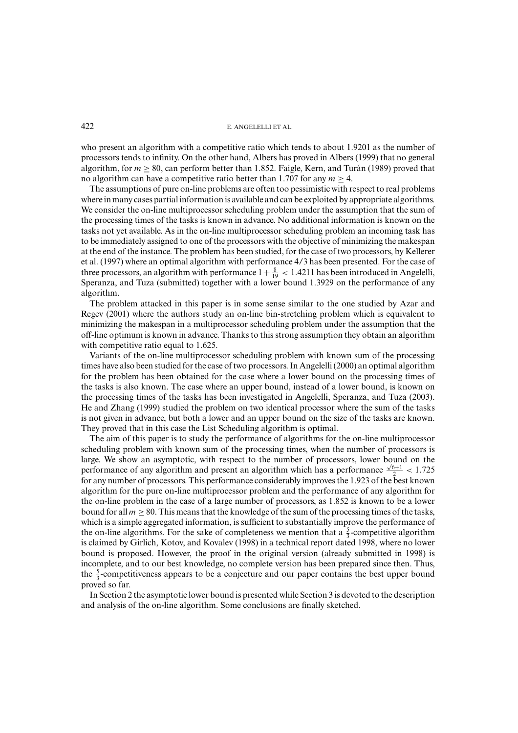who present an algorithm with a competitive ratio which tends to about 1.9201 as the number of processors tends to infinity. On the other hand, Albers has proved in Albers (1999) that no general algorithm, for $m \geq 80$, can perform better than 1.852. Faigle, Kern, and Turán (1989) proved that no algorithm can have a competitive ratio better than 1.707 for any $m \geq 4$.

The assumptions of pure on-line problems are often too pessimistic with respect to real problems where in many cases partial information is available and can be exploited by appropriate algorithms. We consider the on-line multiprocessor scheduling problem under the assumption that the sum of the processing times of the tasks is known in advance. No additional information is known on the tasks not yet available. As in the on-line multiprocessor scheduling problem an incoming task has to be immediately assigned to one of the processors with the objective of minimizing the makespan at the end of the instance. The problem has been studied, for the case of two processors, by Kellerer et al. (1997) where an optimal algorithm with performance 4/3 has been presented. For the case of three processors, an algorithm with performance $1 + \frac{8}{19} < 1.4211$ has been introduced in Angelelli, Speranza, and Tuza (submitted) together with a lower bound 1.3929 on the performance of any algorithm.

The problem attacked in this paper is in some sense similar to the one studied by Azar and Regev (2001) where the authors study an on-line bin-stretching problem which is equivalent to minimizing the makespan in a multiprocessor scheduling problem under the assumption that the off-line optimum is known in advance. Thanks to this strong assumption they obtain an algorithm with competitive ratio equal to 1.625.

Variants of the on-line multiprocessor scheduling problem with known sum of the processing times have also been studied for the case of two processors. In Angelelli (2000) an optimal algorithm for the problem has been obtained for the case where a lower bound on the processing times of the tasks is also known. The case where an upper bound, instead of a lower bound, is known on the processing times of the tasks has been investigated in Angelelli, Speranza, and Tuza (2003). He and Zhang (1999) studied the problem on two identical processor where the sum of the tasks is not given in advance, but both a lower and an upper bound on the size of the tasks are known. They proved that in this case the List Scheduling algorithm is optimal.

The aim of this paper is to study the performance of algorithms for the on-line multiprocessor scheduling problem with known sum of the processing times, when the number of processors is large. We show an asymptotic, with respect to the number of processors, lower bound on the performance of any algorithm and present an algorithm which has a performance $\frac{\sqrt{6}+1}{2} < 1.725$ for any number of processors. This performance considerably improves the 1.923 of the best known algorithm for the pure on-line multiprocessor problem and the performance of any algorithm for the on-line problem in the case of a large number of processors, as 1.852 is known to be a lower bound for all $m \geq 80$. This means that the knowledge of the sum of the processing times of the tasks, which is a simple aggregated information, is sufficient to substantially improve the performance of the on-line algorithms. For the sake of completeness we mention that a $\frac{5}{3}$-competitive algorithm is claimed by Girlich, Kotov, and Kovalev (1998) in a technical report dated 1998, where no lower bound is proposed. However, the proof in the original version (already submitted in 1998) is incomplete, and to our best knowledge, no complete version has been prepared since then. Thus, the $\frac{5}{3}$-competitiveness appears to be a conjecture and our paper contains the best upper bound proved so far.

In Section 2 the asymptotic lower bound is presented while Section 3 is devoted to the description and analysis of the on-line algorithm. Some conclusions are finally sketched.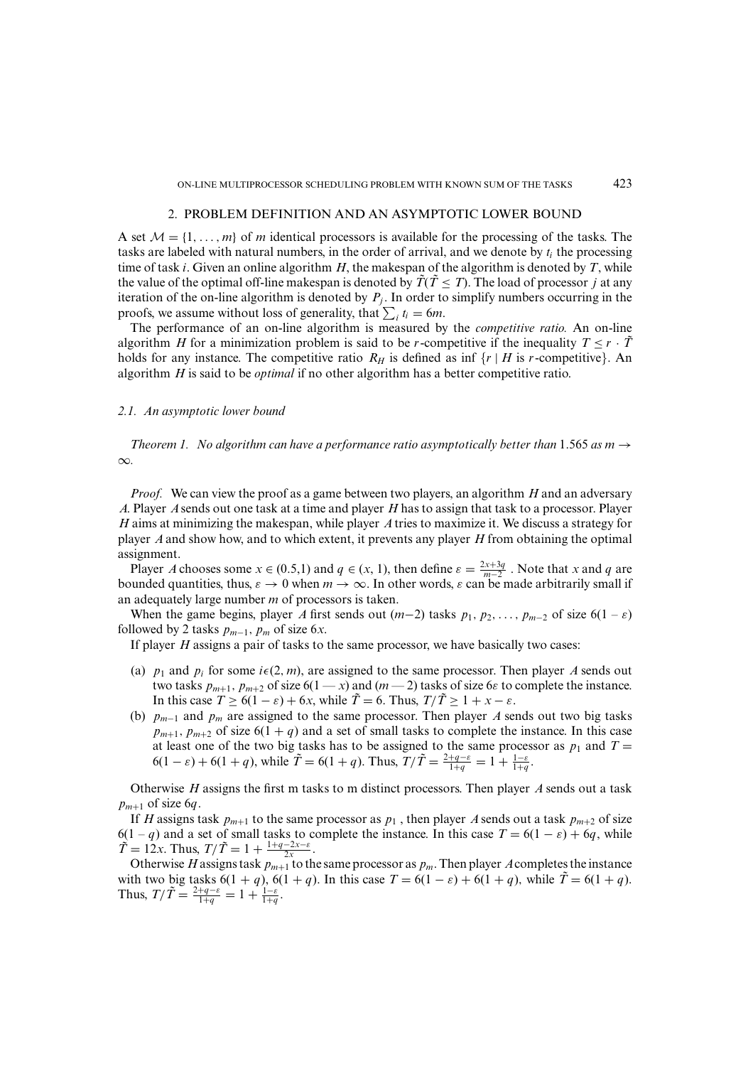## 2. PROBLEM DEFINITION AND AN ASYMPTOTIC LOWER BOUND

A set $\mathcal{M} = \{1, \ldots, m\}$ of $m$ identical processors is available for the processing of the tasks. The tasks are labeled with natural numbers, in the order of arrival, and we denote by $t_i$ the processing time of task $i$. Given an online algorithm $H$, the makespan of the algorithm is denoted by $T$, while the value of the optimal off-line makespan is denoted by $\tilde{T}(\tilde{T} \leq T)$. The load of processor $j$ at any iteration of the on-line algorithm is denoted by $P_j$. In order to simplify numbers occurring in the proofs, we assume without loss of generality, that $\sum_i t_i = 6m$.

The performance of an on-line algorithm is measured by the *competitive ratio.* An on-line algorithm $H$ for a minimization problem is said to be $r$-competitive if the inequality $T \leq r \cdot \tilde{T}$ holds for any instance. The competitive ratio $R_H$ is defined as $\inf \{r \mid H \text{ is } r\text{-competitive}\}$. An algorithm $H$ is said to be *optimal* if no other algorithm has a better competitive ratio.

### *2.1. An asymptotic lower bound*

*Theorem 1. No algorithm can have a performance ratio asymptotically better than* 1.565 *as* $m \to \infty$.

*Proof.* We can view the proof as a game between two players, an algorithm $H$ and an adversary $A$. Player $A$ sends out one task at a time and player $H$ has to assign that task to a processor. Player $H$ aims at minimizing the makespan, while player $A$ tries to maximize it. We discuss a strategy for player $A$ and show how, and to which extent, it prevents any player $H$ from obtaining the optimal assignment.

Player $A$ chooses some $x \in (0.5,1)$ and $q \in (x, 1)$, then define $\varepsilon = \frac{2x+3q}{m-2}$ . Note that $x$ and $q$ are bounded quantities, thus, $\varepsilon \to 0$ when $m \to \infty$. In other words, $\varepsilon$ can be made arbitrarily small if an adequately large number $m$ of processors is taken.

When the game begins, player $A$ first sends out $(m-2)$ tasks $p_1, p_2, \ldots, p_{m-2}$ of size $6(1-\varepsilon)$ followed by 2 tasks $p_{m-1}$, $p_m$ of size $6x$.

If player $H$ assigns a pair of tasks to the same processor, we have basically two cases:

(a) $p_1$ and $p_i$ for some $i \epsilon (2, m)$, are assigned to the same processor. Then player $A$ sends out two tasks $p_{m+1}$, $p_{m+2}$ of size $6(1 - x)$ and $(m - 2)$ tasks of size $6\varepsilon$ to complete the instance. In this case $T \geq 6(1-\varepsilon) + 6x$, while $\tilde{T} = 6$. Thus, $T/\tilde{T} \geq 1 + x - \varepsilon$.

(b) $p_{m-1}$ and $p_m$ are assigned to the same processor. Then player $A$ sends out two big tasks $p_{m+1}$, $p_{m+2}$ of size $6(1+q)$ and a set of small tasks to complete the instance. In this case at least one of the two big tasks has to be assigned to the same processor as $p_1$ and $T = 6(1-\varepsilon) + 6(1+q)$, while $\tilde{T} = 6(1+q)$. Thus, $T/\tilde{T} = \frac{2+q-\varepsilon}{1+q} = 1 + \frac{1-\varepsilon}{1+q}$.

Otherwise $H$ assigns the first m tasks to m distinct processors. Then player $A$ sends out a task $p_{m+1}$ of size $6q$.

If $H$ assigns task $p_{m+1}$ to the same processor as $p_1$ , then player $A$ sends out a task $p_{m+2}$ of size $6(1-q)$ and a set of small tasks to complete the instance. In this case $T = 6(1-\varepsilon) + 6q$, while $\tilde{T} = 12x$. Thus, $T/\tilde{T} = 1 + \frac{1+q-2x-\varepsilon}{2x}$.

Otherwise $H$ assigns task $p_{m+1}$ to the same processor as $p_m$. Then player $A$ completes the instance with two big tasks $6(1+q)$, $6(1+q)$. In this case $T = 6(1-\varepsilon) + 6(1+q)$, while $\tilde{T} = 6(1+q)$. Thus, $T/\tilde{T} = \frac{2+q-\varepsilon}{1+q} = 1 + \frac{1-\varepsilon}{1+q}$.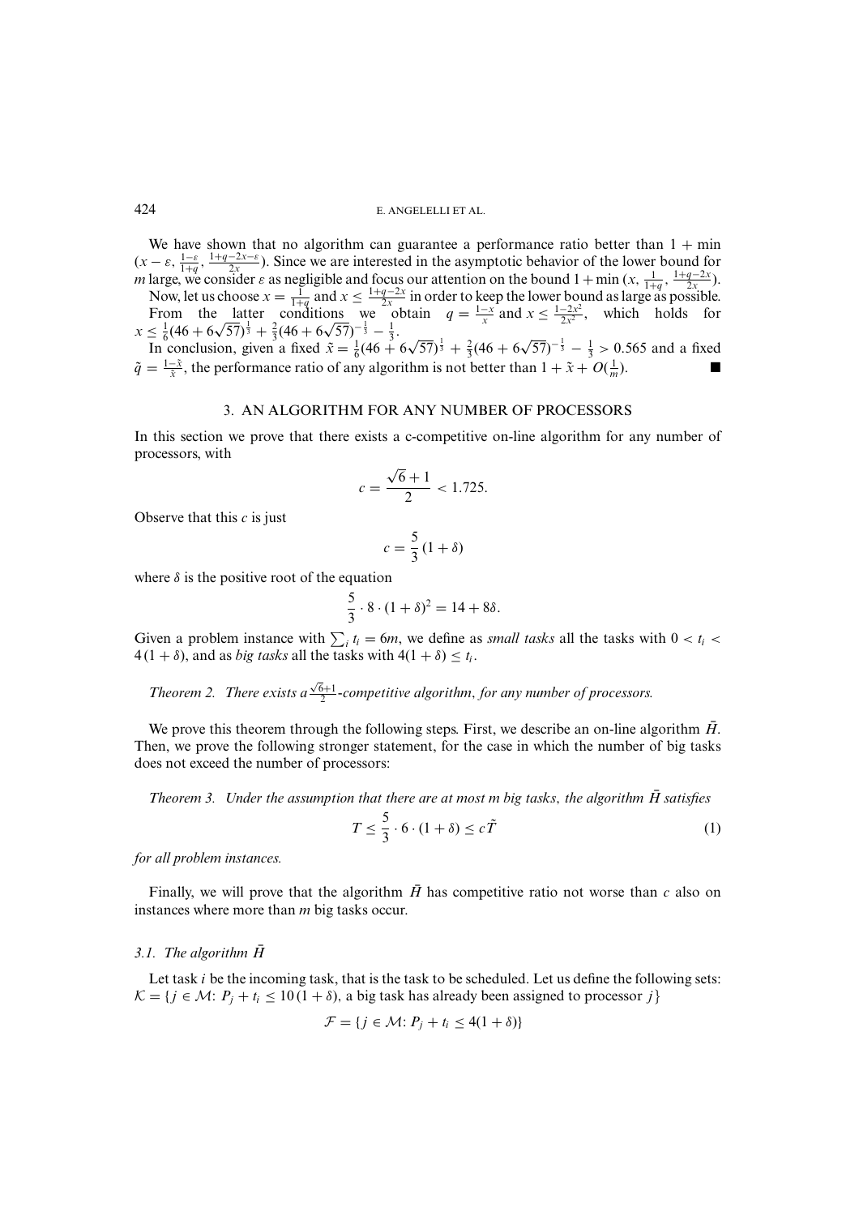We have shown that no algorithm can guarantee a performance ratio better than $1 + \min(x - \varepsilon, \frac{1-\varepsilon}{1+q}, \frac{1+q-2x-\varepsilon}{2x})$. Since we are interested in the asymptotic behavior of the lower bound for $m$ large, we consider $\varepsilon$ as negligible and focus our attention on the bound $1 + \min(x, \frac{1}{1+q}, \frac{1+q-2x}{2x})$.

Now, let us choose $x = \frac{1}{1+q}$ and $x \leq \frac{1+q-2x}{2x}$ in order to keep the lower bound as large as possible. From the latter conditions we obtain $q = \frac{1-x}{x}$ and $x \leq \frac{1-2x^2}{2x^2}$, which holds for $x \leq \frac{1}{6}(46 + 6\sqrt{57})^{\frac{1}{3}} + \frac{2}{3}(46 + 6\sqrt{57})^{-\frac{1}{3}} - \frac{1}{3}$.

In conclusion, given a fixed $\tilde{x} = \frac{1}{6}(46 + 6\sqrt{57})^{\frac{1}{3}} + \frac{2}{3}(46 + 6\sqrt{57})^{-\frac{1}{3}} - \frac{1}{3} > 0.565$ and a fixed $\tilde{q} = \frac{1-\tilde{x}}{\tilde{x}}$, the performance ratio of any algorithm is not better than $1 + \tilde{x} + O(\frac{1}{m})$. ∎

## 3. AN ALGORITHM FOR ANY NUMBER OF PROCESSORS

In this section we prove that there exists a c-competitive on-line algorithm for any number of processors, with

$$c = \frac{\sqrt{6}+1}{2} < 1.725.$$

Observe that this $c$ is just

$$c = \frac{5}{3}(1 + \delta)$$

where $\delta$ is the positive root of the equation

$$\frac{5}{3} \cdot 8 \cdot (1 + \delta)^2 = 14 + 8\delta.$$

Given a problem instance with $\sum_i t_i = 6m$, we define as *small tasks* all the tasks with $0 < t_i < 4(1 + \delta)$, and as *big tasks* all the tasks with $4(1 + \delta) \leq t_i$.

*Theorem 2. There exists a $\frac{\sqrt{6}+1}{2}$-competitive algorithm, for any number of processors.*

We prove this theorem through the following steps. First, we describe an on-line algorithm $\bar{H}$. Then, we prove the following stronger statement, for the case in which the number of big tasks does not exceed the number of processors:

*Theorem 3. Under the assumption that there are at most m big tasks, the algorithm $\bar{H}$ satisfies*

$$T \leq \frac{5}{3} \cdot 6 \cdot (1 + \delta) \leq c\tilde{T} \tag{1}$$

*for all problem instances.*

Finally, we will prove that the algorithm $\bar{H}$ has competitive ratio not worse than $c$ also on instances where more than $m$ big tasks occur.

### 3.1. The algorithm $\bar{H}$

Let task $i$ be the incoming task, that is the task to be scheduled. Let us define the following sets:

$\mathcal{K} = \{j \in \mathcal{M}: P_j + t_i \leq 10(1 + \delta)$, a big task has already been assigned to processor $j\}$

$$\mathcal{F} = \{j \in \mathcal{M}: P_j + t_i \leq 4(1 + \delta)\}$$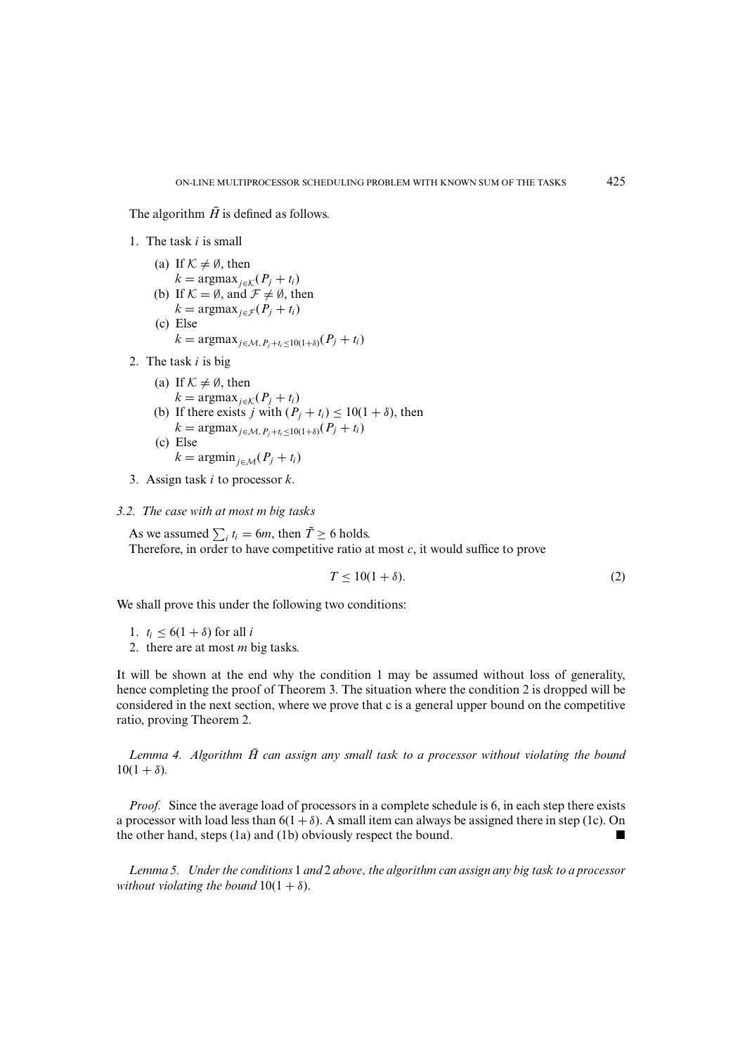The algorithm $\bar{H}$ is defined as follows.

1. The task $i$ is small
   (a) If $\mathcal{K} \neq \emptyset$, then
   $k = \text{argmax}_{j \in \mathcal{K}}(P_j + t_i)$
   (b) If $\mathcal{K} = \emptyset$, and $\mathcal{F} \neq \emptyset$, then
   $k = \text{argmax}_{j \in \mathcal{F}}(P_j + t_i)$
   (c) Else
   $k = \text{argmax}_{j \in \mathcal{M},\, P_j + t_i \leq 10(1+\delta)}(P_j + t_i)$
2. The task $i$ is big
   (a) If $\mathcal{K} \neq \emptyset$, then
   $k = \text{argmax}_{j \in \mathcal{K}}(P_j + t_i)$
   (b) If there exists $j$ with $(P_j + t_i) \leq 10(1+\delta)$, then
   $k = \text{argmax}_{j \in \mathcal{M},\, P_j + t_i \leq 10(1+\delta)}(P_j + t_i)$
   (c) Else
   $k = \text{argmin}_{j \in \mathcal{M}}(P_j + t_i)$
3. Assign task $i$ to processor $k$.

### *3.2. The case with at most m big tasks*

As we assumed $\sum_i t_i = 6m$, then $\tilde{T} \geq 6$ holds.
Therefore, in order to have competitive ratio at most $c$, it would suffice to prove

$$T \leq 10(1+\delta). \tag{2}$$

We shall prove this under the following two conditions:

1. $t_i \leq 6(1+\delta)$ for all $i$
2. there are at most $m$ big tasks.

It will be shown at the end why the condition 1 may be assumed without loss of generality, hence completing the proof of Theorem 3. The situation where the condition 2 is dropped will be considered in the next section, where we prove that c is a general upper bound on the competitive ratio, proving Theorem 2.

*Lemma 4. Algorithm $\bar{H}$ can assign any small task to a processor without violating the bound $10(1+\delta)$.*

*Proof.* Since the average load of processors in a complete schedule is 6, in each step there exists a processor with load less than $6(1+\delta)$. A small item can always be assigned there in step (1c). On the other hand, steps (1a) and (1b) obviously respect the bound. ■

*Lemma 5. Under the conditions* 1 *and* 2 *above, the algorithm can assign any big task to a processor without violating the bound* $10(1+\delta)$.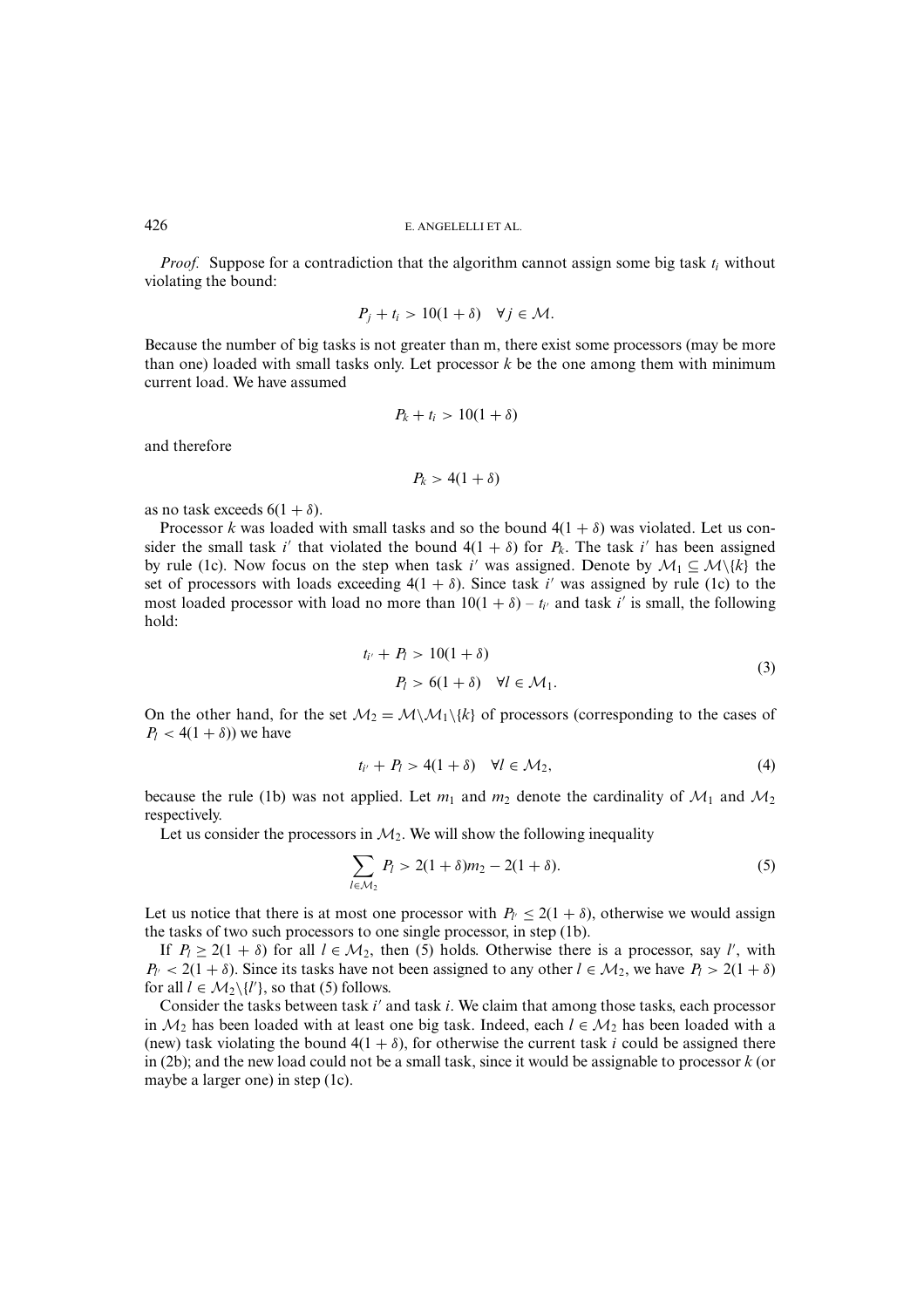*Proof.* Suppose for a contradiction that the algorithm cannot assign some big task $t_i$ without violating the bound:

$$P_j + t_i > 10(1+\delta) \quad \forall j \in \mathcal{M}.$$

Because the number of big tasks is not greater than m, there exist some processors (may be more than one) loaded with small tasks only. Let processor $k$ be the one among them with minimum current load. We have assumed

$$P_k + t_i > 10(1+\delta)$$

and therefore

$$P_k > 4(1+\delta)$$

as no task exceeds $6(1+\delta)$.

Processor $k$ was loaded with small tasks and so the bound $4(1+\delta)$ was violated. Let us consider the small task $i'$ that violated the bound $4(1+\delta)$ for $P_k$. The task $i'$ has been assigned by rule (1c). Now focus on the step when task $i'$ was assigned. Denote by $\mathcal{M}_1 \subseteq \mathcal{M}\backslash\{k\}$ the set of processors with loads exceeding $4(1+\delta)$. Since task $i'$ was assigned by rule (1c) to the most loaded processor with load no more than $10(1+\delta) - t_{i'}$ and task $i'$ is small, the following hold:

$$\begin{aligned} t_{i'} + P_l &> 10(1+\delta) \\ P_l &> 6(1+\delta) \quad \forall l \in \mathcal{M}_1. \end{aligned} \tag{3}$$

On the other hand, for the set $\mathcal{M}_2 = \mathcal{M}\backslash\mathcal{M}_1\backslash\{k\}$ of processors (corresponding to the cases of $P_l < 4(1+\delta)$) we have

$$t_{i'} + P_l > 4(1+\delta) \quad \forall l \in \mathcal{M}_2, \tag{4}$$

because the rule (1b) was not applied. Let $m_1$ and $m_2$ denote the cardinality of $\mathcal{M}_1$ and $\mathcal{M}_2$ respectively.

Let us consider the processors in $\mathcal{M}_2$. We will show the following inequality

$$\sum_{l \in \mathcal{M}_2} P_l > 2(1+\delta)m_2 - 2(1+\delta). \tag{5}$$

Let us notice that there is at most one processor with $P_{l'} \leq 2(1+\delta)$, otherwise we would assign the tasks of two such processors to one single processor, in step (1b).

If $P_l \geq 2(1+\delta)$ for all $l \in \mathcal{M}_2$, then (5) holds. Otherwise there is a processor, say $l'$, with $P_{l'} < 2(1+\delta)$. Since its tasks have not been assigned to any other $l \in \mathcal{M}_2$, we have $P_l > 2(1+\delta)$ for all $l \in \mathcal{M}_2\backslash\{l'\}$, so that (5) follows.

Consider the tasks between task $i'$ and task $i$. We claim that among those tasks, each processor in $\mathcal{M}_2$ has been loaded with at least one big task. Indeed, each $l \in \mathcal{M}_2$ has been loaded with a (new) task violating the bound $4(1+\delta)$, for otherwise the current task $i$ could be assigned there in (2b); and the new load could not be a small task, since it would be assignable to processor $k$ (or maybe a larger one) in step (1c).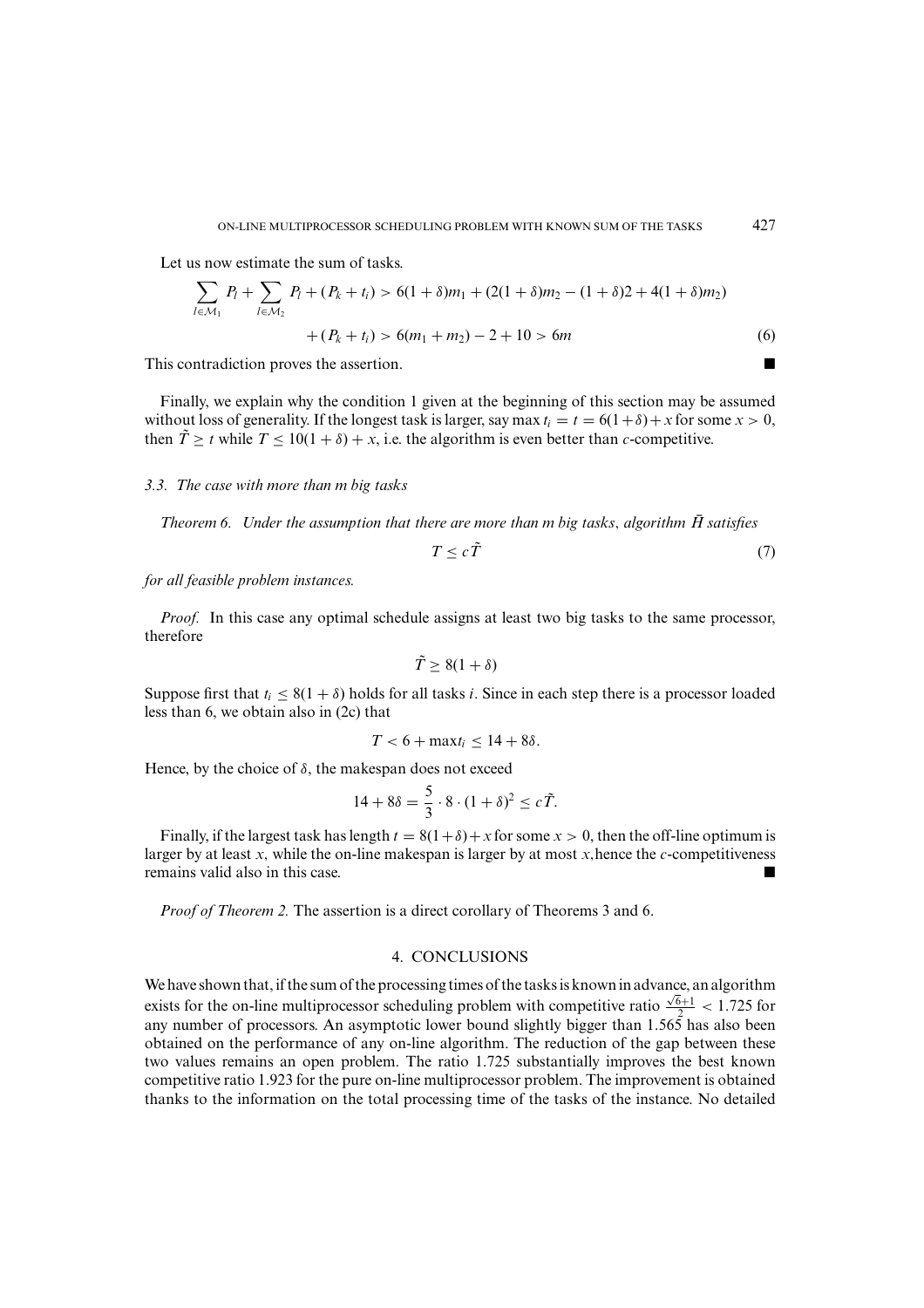Let us now estimate the sum of tasks.

$$\sum_{l \in \mathcal{M}_1} P_l + \sum_{l \in \mathcal{M}_2} P_l + (P_k + t_i) > 6(1+\delta)m_1 + (2(1+\delta)m_2 - (1+\delta)2 + 4(1+\delta)m_2)$$

$$+ (P_k + t_i) > 6(m_1 + m_2) - 2 + 10 > 6m \tag{6}$$

This contradiction proves the assertion. ∎

Finally, we explain why the condition 1 given at the beginning of this section may be assumed without loss of generality. If the longest task is larger, say $\max t_i = t = 6(1+\delta) + x$ for some $x > 0$, then $\tilde{T} \geq t$ while $T \leq 10(1+\delta) + x$, i.e. the algorithm is even better than $c$-competitive.

### 3.3. The case with more than m big tasks

*Theorem 6. Under the assumption that there are more than m big tasks, algorithm $\bar{H}$ satisfies*

$$T \leq c\tilde{T} \tag{7}$$

*for all feasible problem instances.*

*Proof.* In this case any optimal schedule assigns at least two big tasks to the same processor, therefore

$$\tilde{T} \geq 8(1+\delta)$$

Suppose first that $t_i \leq 8(1+\delta)$ holds for all tasks $i$. Since in each step there is a processor loaded less than 6, we obtain also in (2c) that

$$T < 6 + \max t_i \leq 14 + 8\delta.$$

Hence, by the choice of $\delta$, the makespan does not exceed

$$14 + 8\delta = \frac{5}{3} \cdot 8 \cdot (1+\delta)^2 \leq c\tilde{T}.$$

Finally, if the largest task has length $t = 8(1+\delta) + x$ for some $x > 0$, then the off-line optimum is larger by at least $x$, while the on-line makespan is larger by at most $x$, hence the $c$-competitiveness remains valid also in this case. ∎

*Proof of Theorem 2.* The assertion is a direct corollary of Theorems 3 and 6.

## 4. CONCLUSIONS

We have shown that, if the sum of the processing times of the tasks is known in advance, an algorithm exists for the on-line multiprocessor scheduling problem with competitive ratio $\frac{\sqrt{6}+1}{2} < 1.725$ for any number of processors. An asymptotic lower bound slightly bigger than 1.565 has also been obtained on the performance of any on-line algorithm. The reduction of the gap between these two values remains an open problem. The ratio 1.725 substantially improves the best known competitive ratio 1.923 for the pure on-line multiprocessor problem. The improvement is obtained thanks to the information on the total processing time of the tasks of the instance. No detailed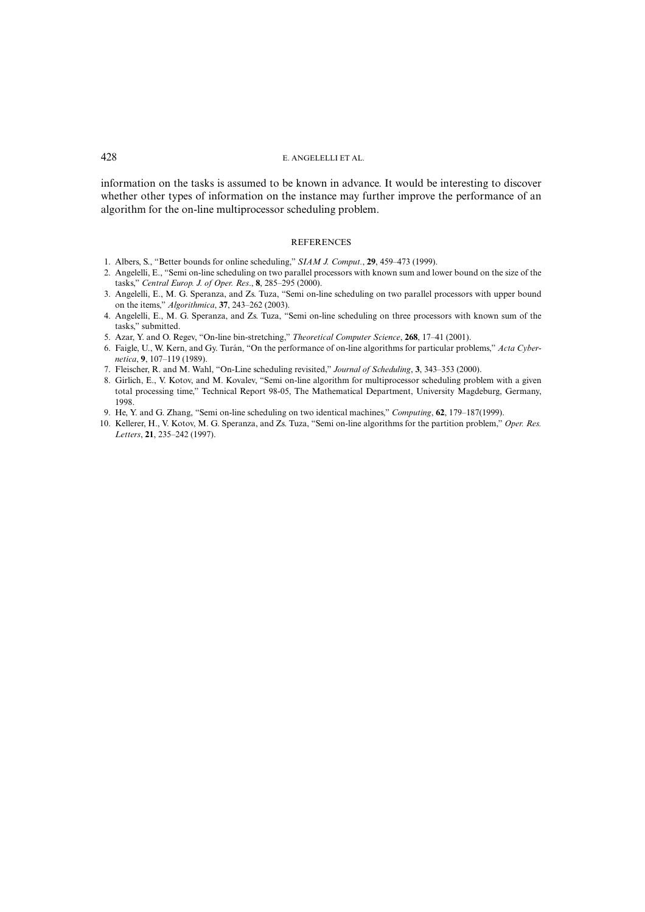information on the tasks is assumed to be known in advance. It would be interesting to discover whether other types of information on the instance may further improve the performance of an algorithm for the on-line multiprocessor scheduling problem.

## REFERENCES

1. Albers, S., "Better bounds for online scheduling," *SIAM J. Comput.*, **29**, 459–473 (1999).
2. Angelelli, E., "Semi on-line scheduling on two parallel processors with known sum and lower bound on the size of the tasks," *Central Europ. J. of Oper. Res.*, **8**, 285–295 (2000).
3. Angelelli, E., M. G. Speranza, and Zs. Tuza, "Semi on-line scheduling on two parallel processors with upper bound on the items," *Algorithmica*, **37**, 243–262 (2003).
4. Angelelli, E., M. G. Speranza, and Zs. Tuza, "Semi on-line scheduling on three processors with known sum of the tasks," submitted.
5. Azar, Y. and O. Regev, "On-line bin-stretching," *Theoretical Computer Science*, **268**, 17–41 (2001).
6. Faigle, U., W. Kern, and Gy. Turán, "On the performance of on-line algorithms for particular problems," *Acta Cybernetica*, **9**, 107–119 (1989).
7. Fleischer, R. and M. Wahl, "On-Line scheduling revisited," *Journal of Scheduling*, **3**, 343–353 (2000).
8. Girlich, E., V. Kotov, and M. Kovalev, "Semi on-line algorithm for multiprocessor scheduling problem with a given total processing time," Technical Report 98-05, The Mathematical Department, University Magdeburg, Germany, 1998.
9. He, Y. and G. Zhang, "Semi on-line scheduling on two identical machines," *Computing*, **62**, 179–187(1999).
10. Kellerer, H., V. Kotov, M. G. Speranza, and Zs. Tuza, "Semi on-line algorithms for the partition problem," *Oper. Res. Letters*, **21**, 235–242 (1997).